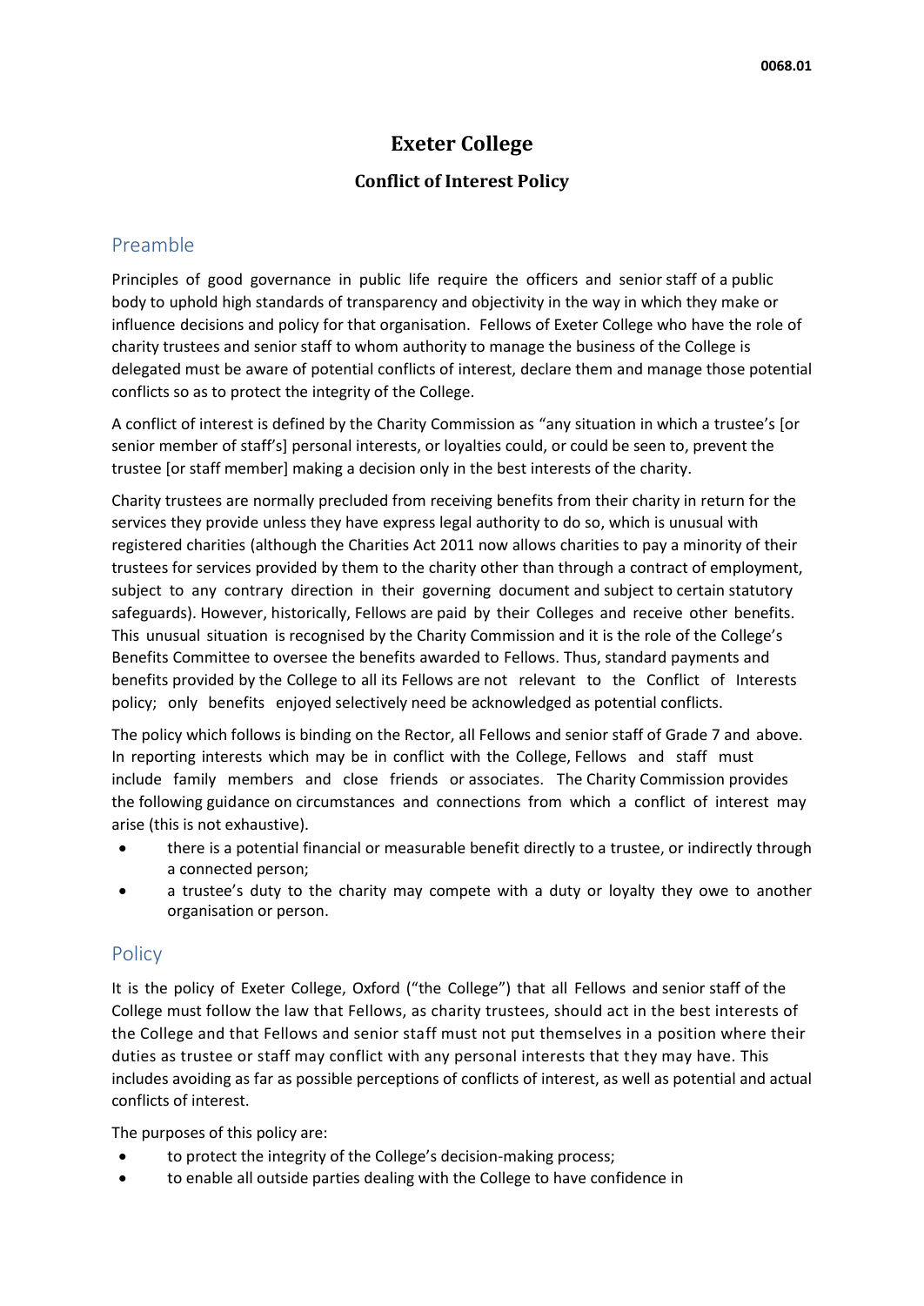# Exeter College

## Conflict of Interest Policy

## Preamble

Principles of good governance in public life require the officers and senior staff of a public body to uphold high standards of transparency and objectivity in the way in which they make or influence decisions and policy for that organisation. Fellows of Exeter College who have the role of charity trustees and senior staff to whom authority to manage the business of the College is delegated must be aware of potential conflicts of interest, declare them and manage those potential conflicts so as to protect the integrity of the College.

A conflict of interest is defined by the Charity Commission as "any situation in which a trustee's [or senior member of staff's] personal interests, or loyalties could, or could be seen to, prevent the trustee [or staff member] making a decision only in the best interests of the charity.

Charity trustees are normally precluded from receiving benefits from their charity in return for the services they provide unless they have express legal authority to do so, which is unusual with registered charities (although the Charities Act 2011 now allows charities to pay a minority of their trustees for services provided by them to the charity other than through a contract of employment, subject to any contrary direction in their governing document and subject to certain statutory safeguards). However, historically, Fellows are paid by their Colleges and receive other benefits. This unusual situation is recognised by the Charity Commission and it is the role of the College's Benefits Committee to oversee the benefits awarded to Fellows. Thus, standard payments and benefits provided by the College to all its Fellows are not relevant to the Conflict of Interests policy; only benefits enjoyed selectively need be acknowledged as potential conflicts.

The policy which follows is binding on the Rector, all Fellows and senior staff of Grade 7 and above. In reporting interests which may be in conflict with the College, Fellows and staff must include family members and close friends or associates. The Charity Commission provides the following guidance on circumstances and connections from which a conflict of interest may arise (this is not exhaustive).

- there is a potential financial or measurable benefit directly to a trustee, or indirectly through a connected person;
- a trustee's duty to the charity may compete with a duty or loyalty they owe to another organisation or person.

## Policy

It is the policy of Exeter College, Oxford ("the College") that all Fellows and senior staff of the College must follow the law that Fellows, as charity trustees, should act in the best interests of the College and that Fellows and senior staff must not put themselves in a position where their duties as trustee or staff may conflict with any personal interests that they may have. This includes avoiding as far as possible perceptions of conflicts of interest, as well as potential and actual conflicts of interest.

The purposes of this policy are:

- to protect the integrity of the College's decision-making process;
- to enable all outside parties dealing with the College to have confidence in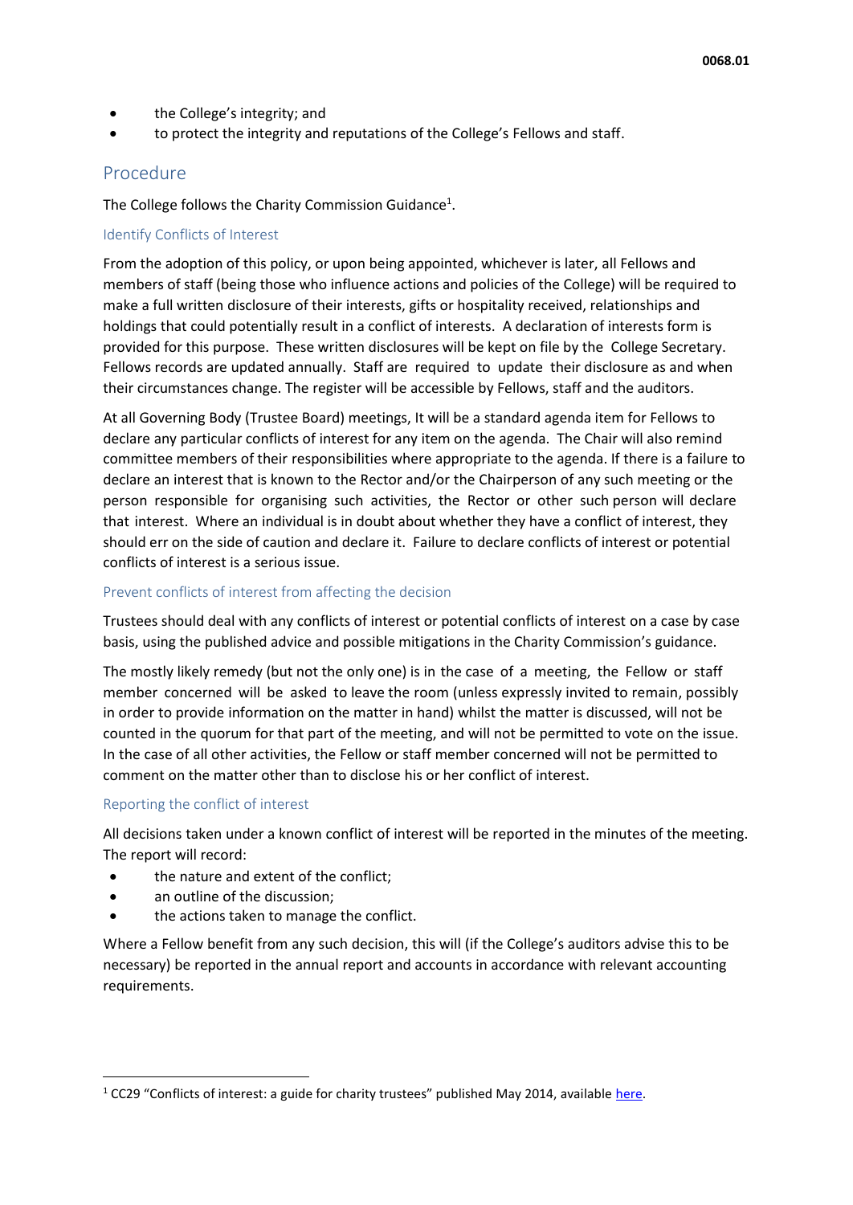- the College's integrity; and
- to protect the integrity and reputations of the College's Fellows and staff.

## Procedure

The College follows the Charity Commission Guidance[1].

### Identify Conflicts of Interest

From the adoption of this policy, or upon being appointed, whichever is later, all Fellows and members of staff (being those who influence actions and policies of the College) will be required to make a full written disclosure of their interests, gifts or hospitality received, relationships and holdings that could potentially result in a conflict of interests. A declaration of interests form is provided for this purpose. These written disclosures will be kept on file by the College Secretary. Fellows records are updated annually. Staff are required to update their disclosure as and when their circumstances change. The register will be accessible by Fellows, staff and the auditors.

At all Governing Body (Trustee Board) meetings, It will be a standard agenda item for Fellows to declare any particular conflicts of interest for any item on the agenda. The Chair will also remind committee members of their responsibilities where appropriate to the agenda. If there is a failure to declare an interest that is known to the Rector and/or the Chairperson of any such meeting or the person responsible for organising such activities, the Rector or other such person will declare that interest. Where an individual is in doubt about whether they have a conflict of interest, they should err on the side of caution and declare it. Failure to declare conflicts of interest or potential conflicts of interest is a serious issue.

### Prevent conflicts of interest from affecting the decision

Trustees should deal with any conflicts of interest or potential conflicts of interest on a case by case basis, using the published advice and possible mitigations in the Charity Commission's guidance.

The mostly likely remedy (but not the only one) is in the case of a meeting, the Fellow or staff member concerned will be asked to leave the room (unless expressly invited to remain, possibly in order to provide information on the matter in hand) whilst the matter is discussed, will not be counted in the quorum for that part of the meeting, and will not be permitted to vote on the issue. In the case of all other activities, the Fellow or staff member concerned will not be permitted to comment on the matter other than to disclose his or her conflict of interest.

### Reporting the conflict of interest

All decisions taken under a known conflict of interest will be reported in the minutes of the meeting. The report will record:

- the nature and extent of the conflict;
- an outline of the discussion;
- the actions taken to manage the conflict.

Where a Fellow benefit from any such decision, this will (if the College's auditors advise this to be necessary) be reported in the annual report and accounts in accordance with relevant accounting requirements.

---

[1] CC29 "Conflicts of interest: a guide for charity trustees" published May 2014, available [here](here).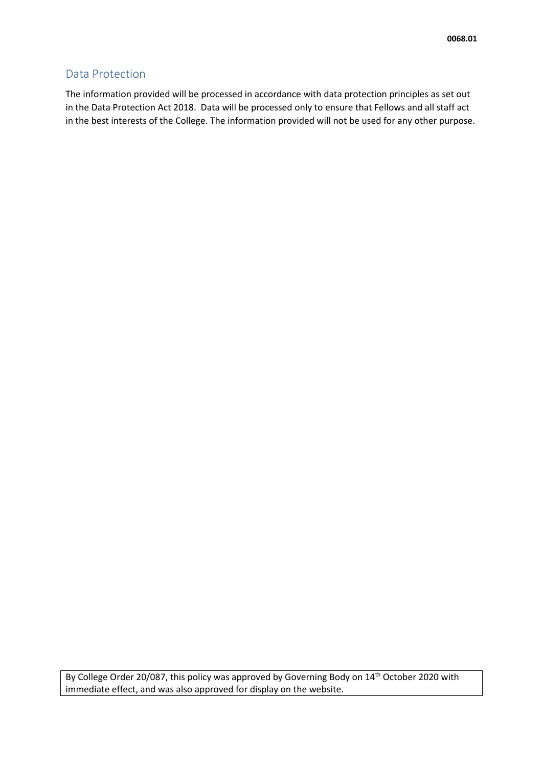## Data Protection

The information provided will be processed in accordance with data protection principles as set out in the Data Protection Act 2018. Data will be processed only to ensure that Fellows and all staff act in the best interests of the College. The information provided will not be used for any other purpose.

By College Order 20/087, this policy was approved by Governing Body on 14th October 2020 with immediate effect, and was also approved for display on the website.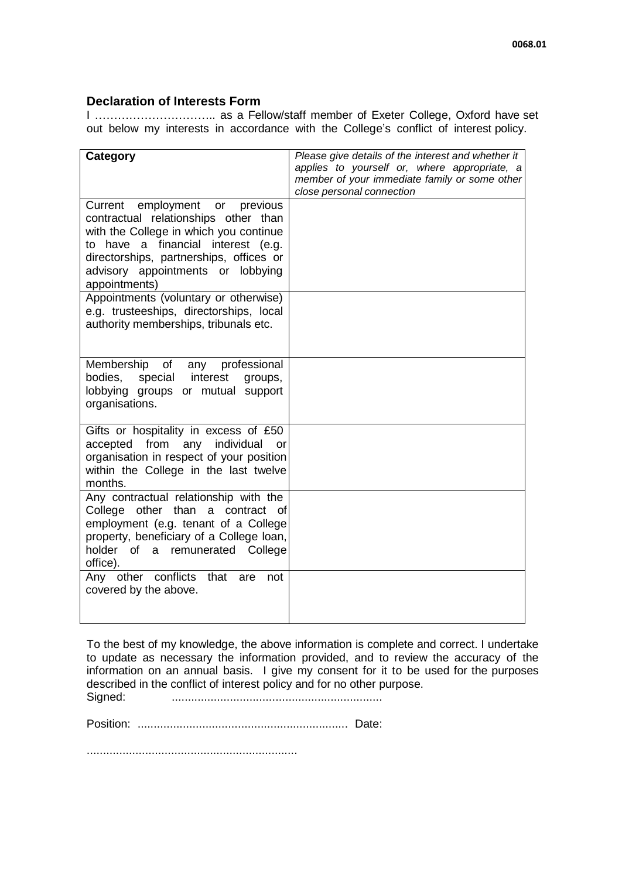**Declaration of Interests Form**

I ………………………….. as a Fellow/staff member of Exeter College, Oxford have set out below my interests in accordance with the College's conflict of interest policy.

| Category | *Please give details of the interest and whether it applies to yourself or, where appropriate, a member of your immediate family or some other close personal connection* |
|---|---|
| Current employment or previous contractual relationships other than with the College in which you continue to have a financial interest (e.g. directorships, partnerships, offices or advisory appointments or lobbying appointments) | |
| Appointments (voluntary or otherwise) e.g. trusteeships, directorships, local authority memberships, tribunals etc. | |
| Membership of any professional bodies, special interest groups, lobbying groups or mutual support organisations. | |
| Gifts or hospitality in excess of £50 accepted from any individual or organisation in respect of your position within the College in the last twelve months. | |
| Any contractual relationship with the College other than a contract of employment (e.g. tenant of a College property, beneficiary of a College loan, holder of a remunerated College office). | |
| Any other conflicts that are not covered by the above. | |

To the best of my knowledge, the above information is complete and correct. I undertake to update as necessary the information provided, and to review the accuracy of the information on an annual basis. I give my consent for it to be used for the purposes described in the conflict of interest policy and for no other purpose.

Signed: .................................................................

Position: ................................................................. Date:

.................................................................